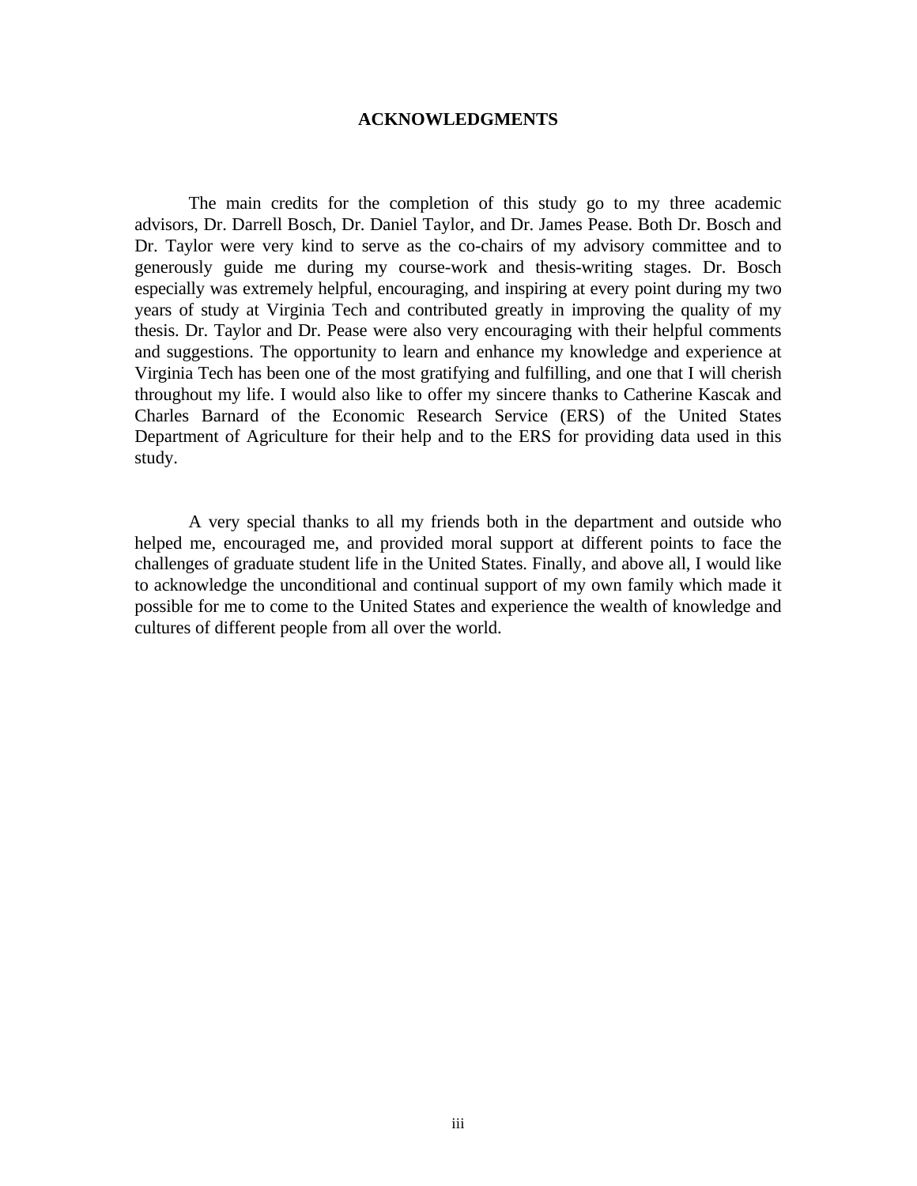# ACKNOWLEDGMENTS

The main credits for the completion of this study go to my three academic advisors, Dr. Darrell Bosch, Dr. Daniel Taylor, and Dr. James Pease. Both Dr. Bosch and Dr. Taylor were very kind to serve as the co-chairs of my advisory committee and to generously guide me during my course-work and thesis-writing stages. Dr. Bosch especially was extremely helpful, encouraging, and inspiring at every point during my two years of study at Virginia Tech and contributed greatly in improving the quality of my thesis. Dr. Taylor and Dr. Pease were also very encouraging with their helpful comments and suggestions. The opportunity to learn and enhance my knowledge and experience at Virginia Tech has been one of the most gratifying and fulfilling, and one that I will cherish throughout my life. I would also like to offer my sincere thanks to Catherine Kascak and Charles Barnard of the Economic Research Service (ERS) of the United States Department of Agriculture for their help and to the ERS for providing data used in this study.

A very special thanks to all my friends both in the department and outside who helped me, encouraged me, and provided moral support at different points to face the challenges of graduate student life in the United States. Finally, and above all, I would like to acknowledge the unconditional and continual support of my own family which made it possible for me to come to the United States and experience the wealth of knowledge and cultures of different people from all over the world.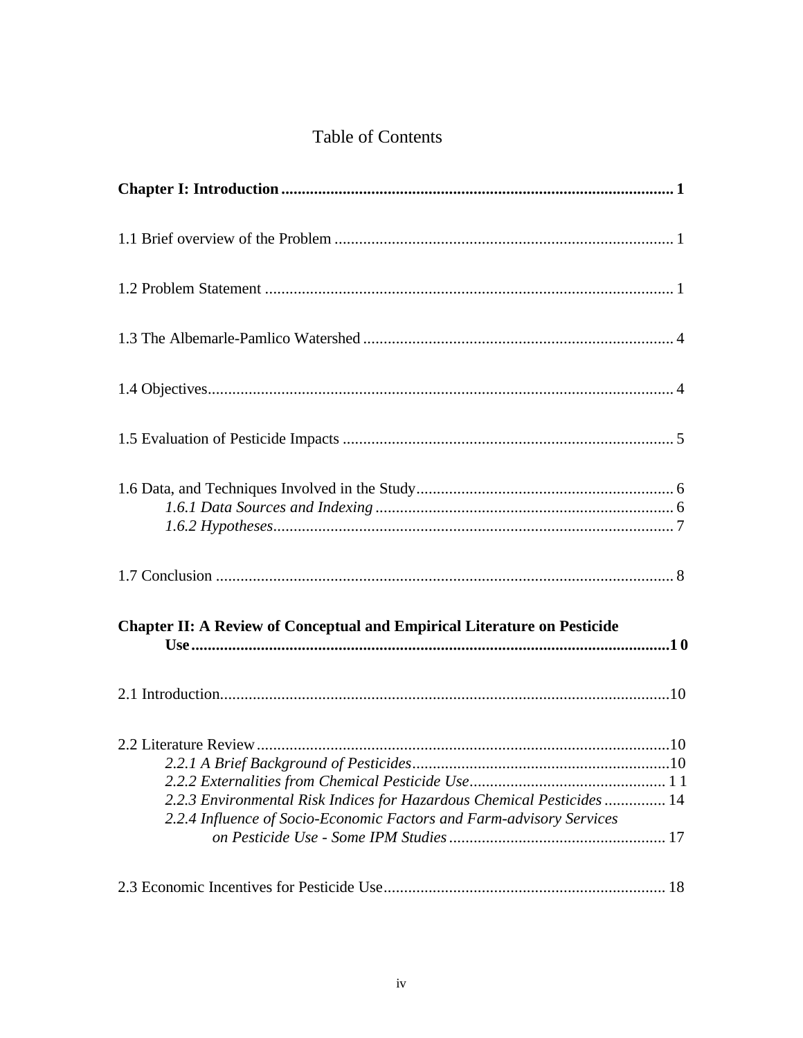# Table of Contents

**Chapter I: Introduction ................................................................................................ 1**

1.1 Brief overview of the Problem .................................................................................. 1

1.2 Problem Statement ................................................................................................... 1

1.3 The Albemarle-Pamlico Watershed ........................................................................... 4

1.4 Objectives................................................................................................................. 4

1.5 Evaluation of Pesticide Impacts ................................................................................ 5

1.6 Data, and Techniques Involved in the Study.............................................................. 6

*1.6.1 Data Sources and Indexing* ........................................................................ 6

*1.6.2 Hypotheses*................................................................................................. 7

1.7 Conclusion ............................................................................................................... 8

**Chapter II: A Review of Conceptual and Empirical Literature on Pesticide Use.....................................................................................................................1 0**

2.1 Introduction.............................................................................................................10

2.2 Literature Review....................................................................................................10

*2.2.1 A Brief Background of Pesticides*..............................................................10

*2.2.2 Externalities from Chemical Pesticide Use*............................................... 1 1

*2.2.3 Environmental Risk Indices for Hazardous Chemical Pesticides* ............... 14

*2.2.4 Influence of Socio-Economic Factors and Farm-advisory Services on Pesticide Use - Some IPM Studies* .................................................... 17

2.3 Economic Incentives for Pesticide Use.................................................................... 18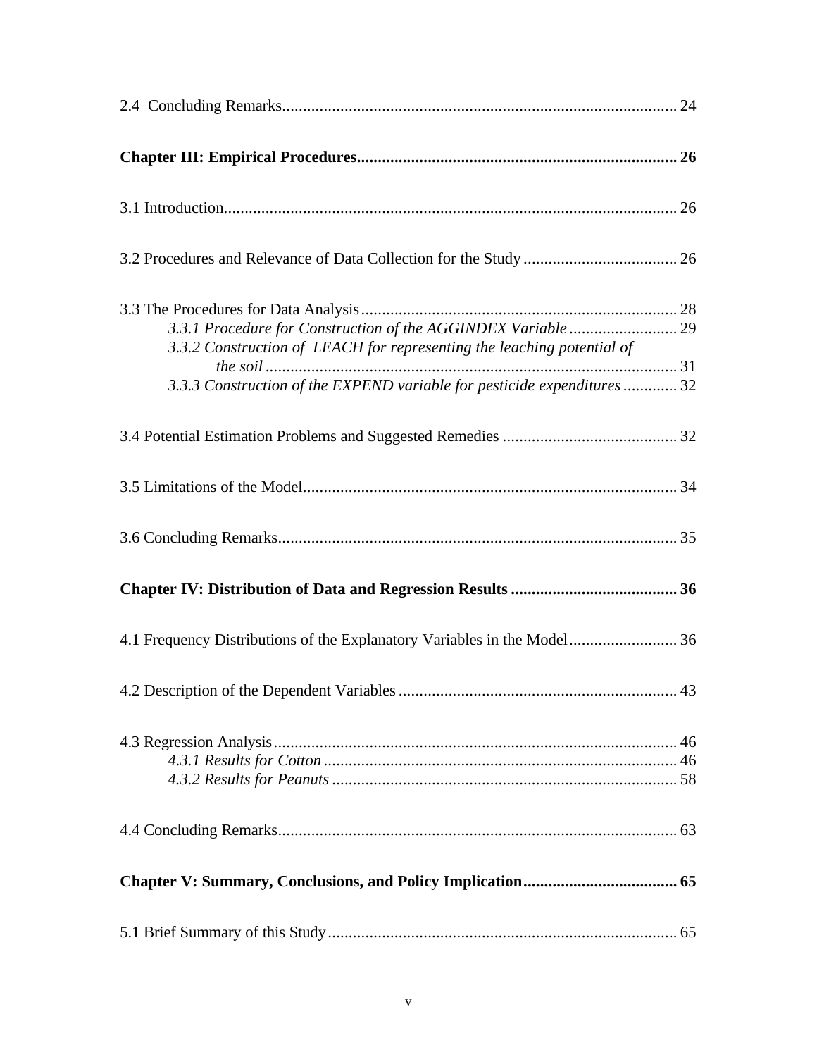2.4 Concluding Remarks.............................................................................................. 24

**Chapter III: Empirical Procedures............................................................................ 26**

3.1 Introduction........................................................................................................... 26

3.2 Procedures and Relevance of Data Collection for the Study ..................................... 26

3.3 The Procedures for Data Analysis........................................................................... 28

*3.3.1 Procedure for Construction of the AGGINDEX Variable .......................... 29*

*3.3.2 Construction of LEACH for representing the leaching potential of the soil .................................................................................................. 31*

*3.3.3 Construction of the EXPEND variable for pesticide expenditures ............. 32*

3.4 Potential Estimation Problems and Suggested Remedies .......................................... 32

3.5 Limitations of the Model......................................................................................... 34

3.6 Concluding Remarks............................................................................................... 35

**Chapter IV: Distribution of Data and Regression Results ........................................ 36**

4.1 Frequency Distributions of the Explanatory Variables in the Model.......................... 36

4.2 Description of the Dependent Variables .................................................................. 43

4.3 Regression Analysis................................................................................................ 46

*4.3.1 Results for Cotton .................................................................................... 46*

*4.3.2 Results for Peanuts .................................................................................. 58*

4.4 Concluding Remarks............................................................................................... 63

**Chapter V: Summary, Conclusions, and Policy Implication..................................... 65**

5.1 Brief Summary of this Study.................................................................................... 65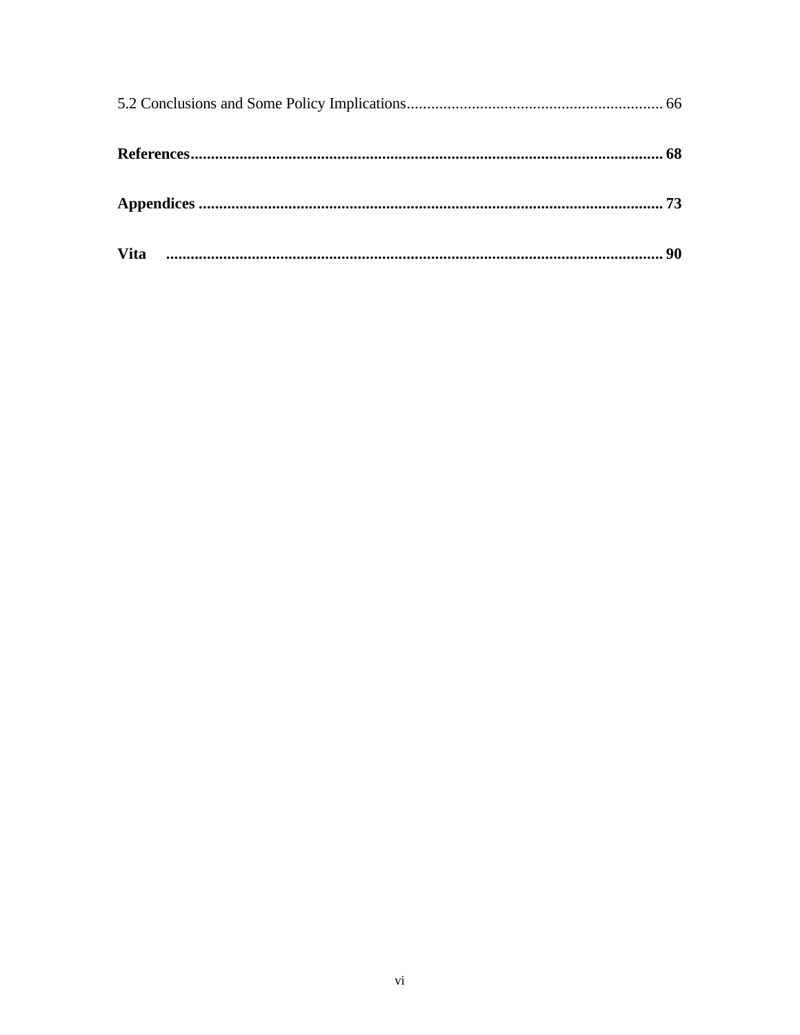5.2 Conclusions and Some Policy Implications............................................................... 66

**References.................................................................................................................. 68**

**Appendices ................................................................................................................ 73**

**Vita ......................................................................................................................... 90**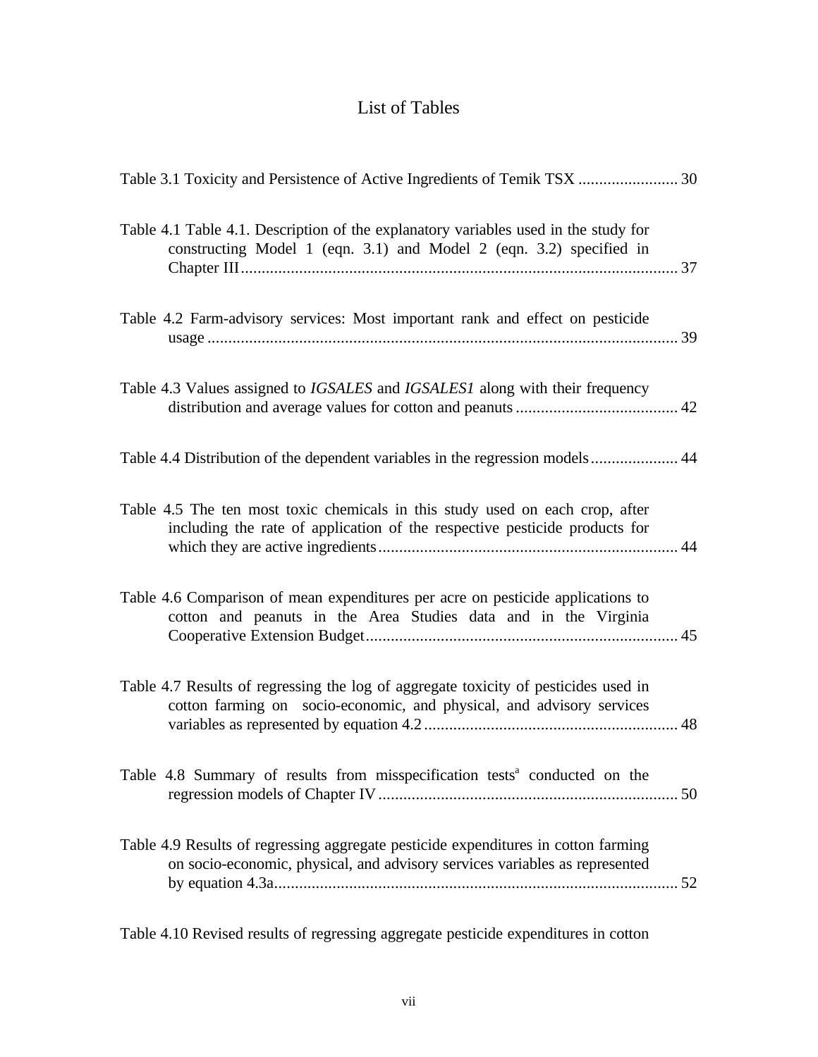# List of Tables

Table 3.1 Toxicity and Persistence of Active Ingredients of Temik TSX ........................ 30

Table 4.1 Table 4.1. Description of the explanatory variables used in the study for constructing Model 1 (eqn. 3.1) and Model 2 (eqn. 3.2) specified in Chapter III......................................................................................................... 37

Table 4.2 Farm-advisory services: Most important rank and effect on pesticide usage ................................................................................................................. 39

Table 4.3 Values assigned to *IGSALES* and *IGSALES1* along with their frequency distribution and average values for cotton and peanuts ....................................... 42

Table 4.4 Distribution of the dependent variables in the regression models..................... 44

Table 4.5 The ten most toxic chemicals in this study used on each crop, after including the rate of application of the respective pesticide products for which they are active ingredients........................................................................ 44

Table 4.6 Comparison of mean expenditures per acre on pesticide applications to cotton and peanuts in the Area Studies data and in the Virginia Cooperative Extension Budget........................................................................... 45

Table 4.7 Results of regressing the log of aggregate toxicity of pesticides used in cotton farming on socio-economic, and physical, and advisory services variables as represented by equation 4.2 ............................................................. 48

Table 4.8 Summary of results from misspecification tests[a] conducted on the regression models of Chapter IV........................................................................ 50

Table 4.9 Results of regressing aggregate pesticide expenditures in cotton farming on socio-economic, physical, and advisory services variables as represented by equation 4.3a................................................................................................. 52

Table 4.10 Revised results of regressing aggregate pesticide expenditures in cotton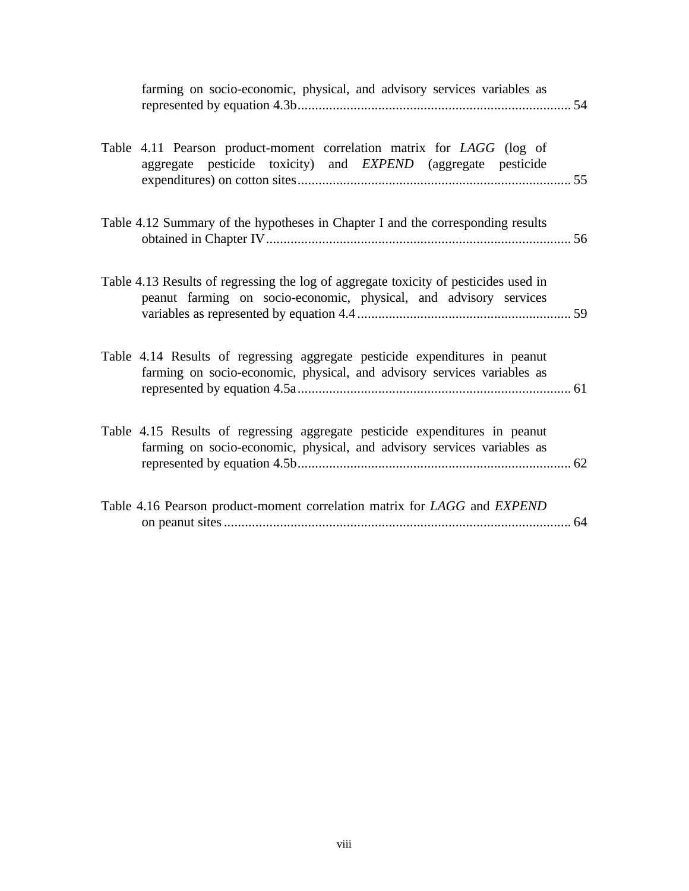farming on socio-economic, physical, and advisory services variables as represented by equation 4.3b............................................................................. 54

Table 4.11 Pearson product-moment correlation matrix for *LAGG* (log of aggregate pesticide toxicity) and *EXPEND* (aggregate pesticide expenditures) on cotton sites............................................................................. 55

Table 4.12 Summary of the hypotheses in Chapter I and the corresponding results obtained in Chapter IV...................................................................................... 56

Table 4.13 Results of regressing the log of aggregate toxicity of pesticides used in peanut farming on socio-economic, physical, and advisory services variables as represented by equation 4.4............................................................ 59

Table 4.14 Results of regressing aggregate pesticide expenditures in peanut farming on socio-economic, physical, and advisory services variables as represented by equation 4.5a............................................................................. 61

Table 4.15 Results of regressing aggregate pesticide expenditures in peanut farming on socio-economic, physical, and advisory services variables as represented by equation 4.5b............................................................................. 62

Table 4.16 Pearson product-moment correlation matrix for *LAGG* and *EXPEND* on peanut sites.................................................................................................. 64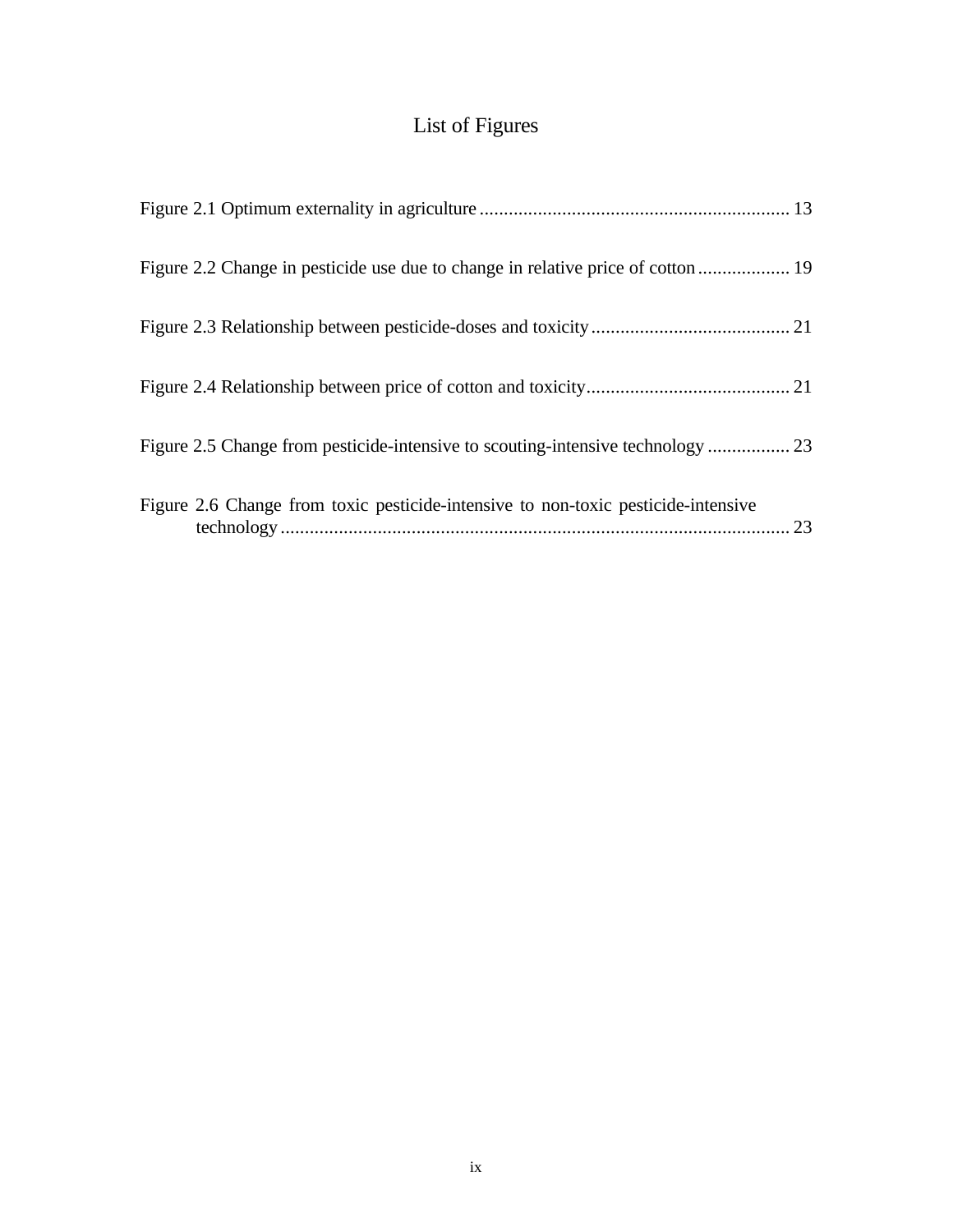# List of Figures

Figure 2.1 Optimum externality in agriculture ............................................................... 13

Figure 2.2 Change in pesticide use due to change in relative price of cotton ................... 19

Figure 2.3 Relationship between pesticide-doses and toxicity......................................... 21

Figure 2.4 Relationship between price of cotton and toxicity.......................................... 21

Figure 2.5 Change from pesticide-intensive to scouting-intensive technology ................. 23

Figure 2.6 Change from toxic pesticide-intensive to non-toxic pesticide-intensive technology ......................................................................................................... 23